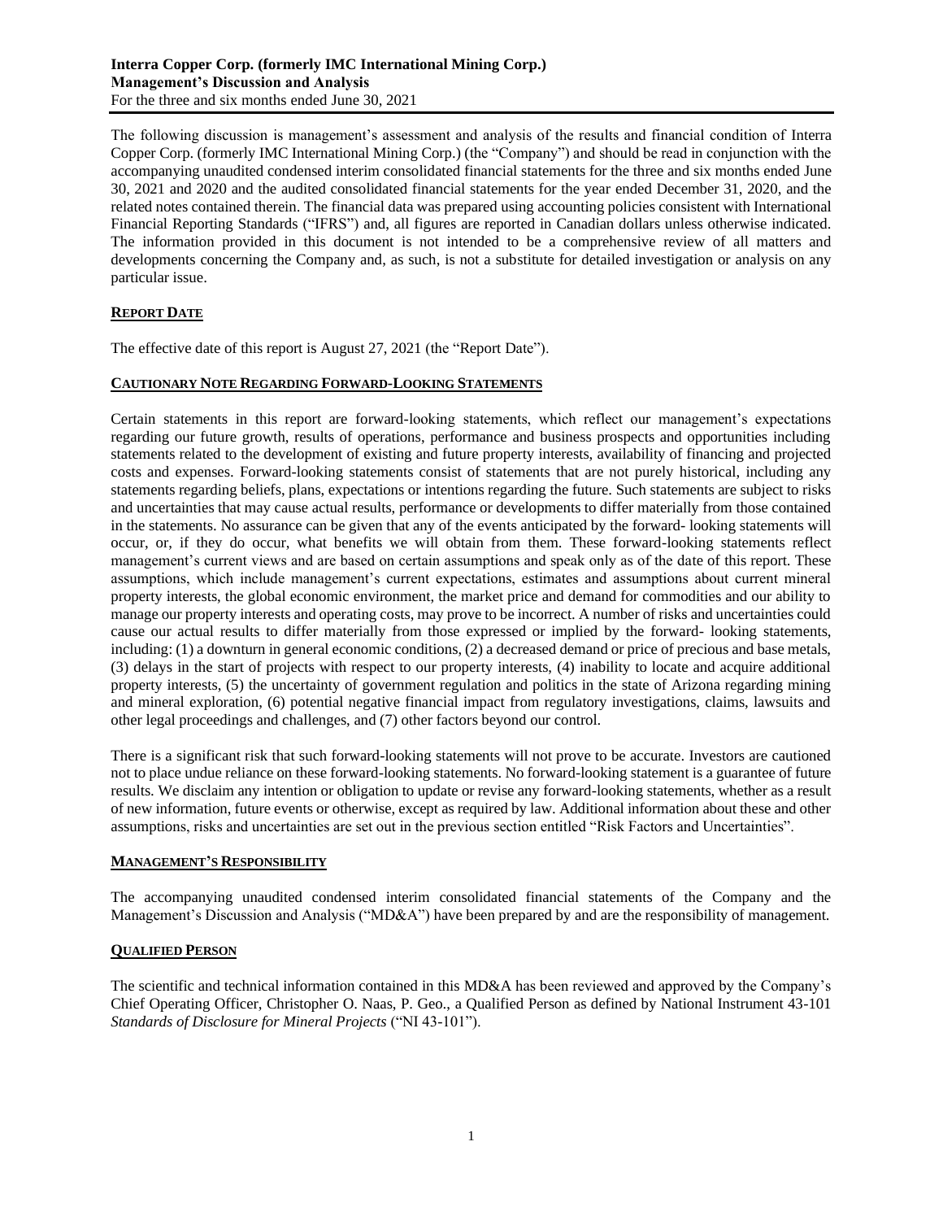**Interra Copper Corp. (formerly IMC International Mining Corp.)**
**Management's Discussion and Analysis**
For the three and six months ended June 30, 2021

The following discussion is management's assessment and analysis of the results and financial condition of Interra Copper Corp. (formerly IMC International Mining Corp.) (the "Company") and should be read in conjunction with the accompanying unaudited condensed interim consolidated financial statements for the three and six months ended June 30, 2021 and 2020 and the audited consolidated financial statements for the year ended December 31, 2020, and the related notes contained therein. The financial data was prepared using accounting policies consistent with International Financial Reporting Standards ("IFRS") and, all figures are reported in Canadian dollars unless otherwise indicated. The information provided in this document is not intended to be a comprehensive review of all matters and developments concerning the Company and, as such, is not a substitute for detailed investigation or analysis on any particular issue.

## REPORT DATE

The effective date of this report is August 27, 2021 (the "Report Date").

## CAUTIONARY NOTE REGARDING FORWARD-LOOKING STATEMENTS

Certain statements in this report are forward-looking statements, which reflect our management's expectations regarding our future growth, results of operations, performance and business prospects and opportunities including statements related to the development of existing and future property interests, availability of financing and projected costs and expenses. Forward-looking statements consist of statements that are not purely historical, including any statements regarding beliefs, plans, expectations or intentions regarding the future. Such statements are subject to risks and uncertainties that may cause actual results, performance or developments to differ materially from those contained in the statements. No assurance can be given that any of the events anticipated by the forward- looking statements will occur, or, if they do occur, what benefits we will obtain from them. These forward-looking statements reflect management's current views and are based on certain assumptions and speak only as of the date of this report. These assumptions, which include management's current expectations, estimates and assumptions about current mineral property interests, the global economic environment, the market price and demand for commodities and our ability to manage our property interests and operating costs, may prove to be incorrect. A number of risks and uncertainties could cause our actual results to differ materially from those expressed or implied by the forward- looking statements, including: (1) a downturn in general economic conditions, (2) a decreased demand or price of precious and base metals, (3) delays in the start of projects with respect to our property interests, (4) inability to locate and acquire additional property interests, (5) the uncertainty of government regulation and politics in the state of Arizona regarding mining and mineral exploration, (6) potential negative financial impact from regulatory investigations, claims, lawsuits and other legal proceedings and challenges, and (7) other factors beyond our control.

There is a significant risk that such forward-looking statements will not prove to be accurate. Investors are cautioned not to place undue reliance on these forward-looking statements. No forward-looking statement is a guarantee of future results. We disclaim any intention or obligation to update or revise any forward-looking statements, whether as a result of new information, future events or otherwise, except as required by law. Additional information about these and other assumptions, risks and uncertainties are set out in the previous section entitled "Risk Factors and Uncertainties".

## MANAGEMENT'S RESPONSIBILITY

The accompanying unaudited condensed interim consolidated financial statements of the Company and the Management's Discussion and Analysis ("MD&A") have been prepared by and are the responsibility of management.

## QUALIFIED PERSON

The scientific and technical information contained in this MD&A has been reviewed and approved by the Company's Chief Operating Officer, Christopher O. Naas, P. Geo., a Qualified Person as defined by National Instrument 43-101 *Standards of Disclosure for Mineral Projects* ("NI 43-101").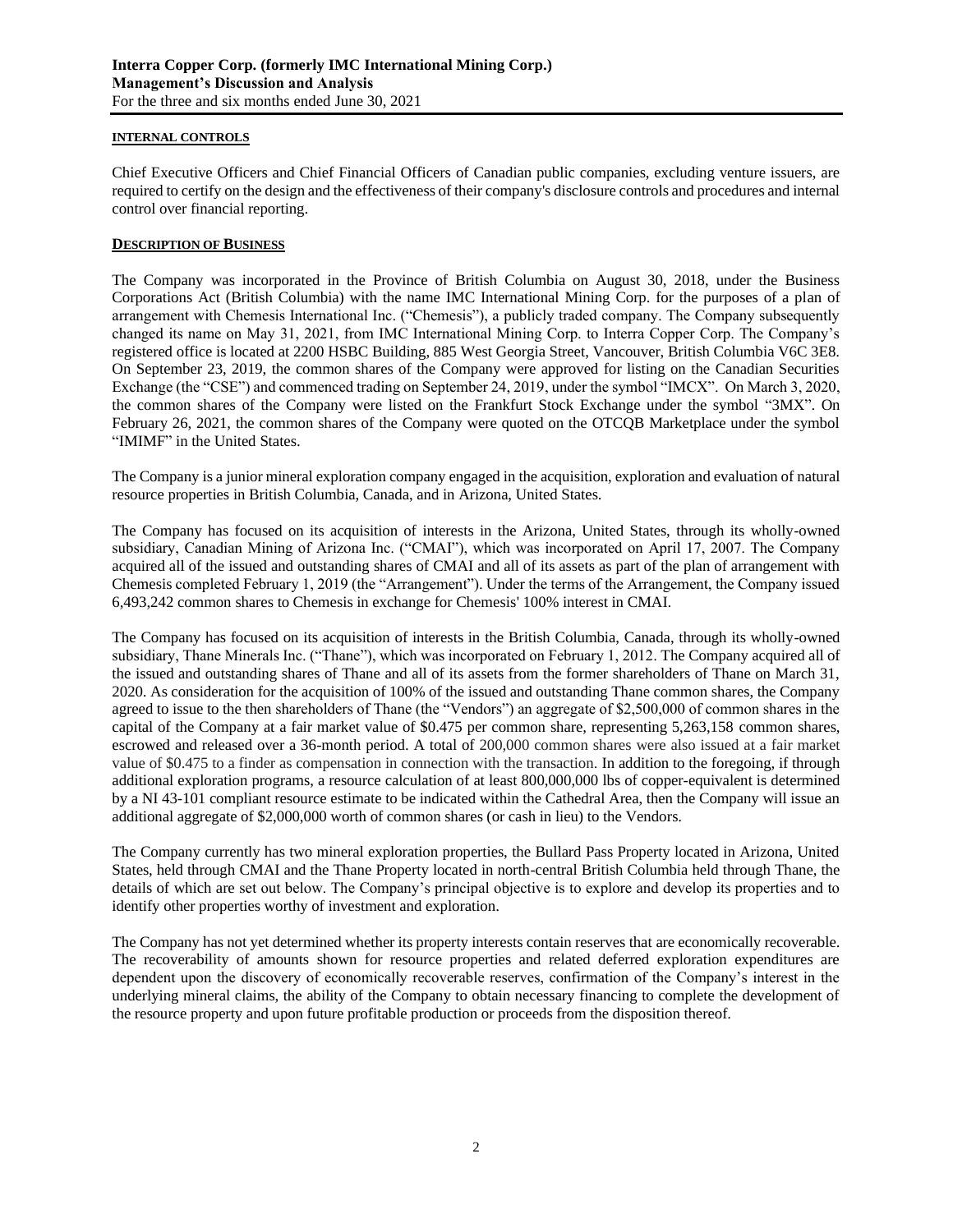## INTERNAL CONTROLS

Chief Executive Officers and Chief Financial Officers of Canadian public companies, excluding venture issuers, are required to certify on the design and the effectiveness of their company's disclosure controls and procedures and internal control over financial reporting.

## DESCRIPTION OF BUSINESS

The Company was incorporated in the Province of British Columbia on August 30, 2018, under the Business Corporations Act (British Columbia) with the name IMC International Mining Corp. for the purposes of a plan of arrangement with Chemesis International Inc. ("Chemesis"), a publicly traded company. The Company subsequently changed its name on May 31, 2021, from IMC International Mining Corp. to Interra Copper Corp. The Company's registered office is located at 2200 HSBC Building, 885 West Georgia Street, Vancouver, British Columbia V6C 3E8. On September 23, 2019, the common shares of the Company were approved for listing on the Canadian Securities Exchange (the "CSE") and commenced trading on September 24, 2019, under the symbol "IMCX". On March 3, 2020, the common shares of the Company were listed on the Frankfurt Stock Exchange under the symbol "3MX". On February 26, 2021, the common shares of the Company were quoted on the OTCQB Marketplace under the symbol "IMIMF" in the United States.

The Company is a junior mineral exploration company engaged in the acquisition, exploration and evaluation of natural resource properties in British Columbia, Canada, and in Arizona, United States.

The Company has focused on its acquisition of interests in the Arizona, United States, through its wholly-owned subsidiary, Canadian Mining of Arizona Inc. ("CMAI"), which was incorporated on April 17, 2007. The Company acquired all of the issued and outstanding shares of CMAI and all of its assets as part of the plan of arrangement with Chemesis completed February 1, 2019 (the "Arrangement"). Under the terms of the Arrangement, the Company issued 6,493,242 common shares to Chemesis in exchange for Chemesis' 100% interest in CMAI.

The Company has focused on its acquisition of interests in the British Columbia, Canada, through its wholly-owned subsidiary, Thane Minerals Inc. ("Thane"), which was incorporated on February 1, 2012. The Company acquired all of the issued and outstanding shares of Thane and all of its assets from the former shareholders of Thane on March 31, 2020. As consideration for the acquisition of 100% of the issued and outstanding Thane common shares, the Company agreed to issue to the then shareholders of Thane (the "Vendors") an aggregate of $2,500,000 of common shares in the capital of the Company at a fair market value of $0.475 per common share, representing 5,263,158 common shares, escrowed and released over a 36-month period. A total of 200,000 common shares were also issued at a fair market value of $0.475 to a finder as compensation in connection with the transaction. In addition to the foregoing, if through additional exploration programs, a resource calculation of at least 800,000,000 lbs of copper-equivalent is determined by a NI 43-101 compliant resource estimate to be indicated within the Cathedral Area, then the Company will issue an additional aggregate of $2,000,000 worth of common shares (or cash in lieu) to the Vendors.

The Company currently has two mineral exploration properties, the Bullard Pass Property located in Arizona, United States, held through CMAI and the Thane Property located in north-central British Columbia held through Thane, the details of which are set out below. The Company's principal objective is to explore and develop its properties and to identify other properties worthy of investment and exploration.

The Company has not yet determined whether its property interests contain reserves that are economically recoverable. The recoverability of amounts shown for resource properties and related deferred exploration expenditures are dependent upon the discovery of economically recoverable reserves, confirmation of the Company's interest in the underlying mineral claims, the ability of the Company to obtain necessary financing to complete the development of the resource property and upon future profitable production or proceeds from the disposition thereof.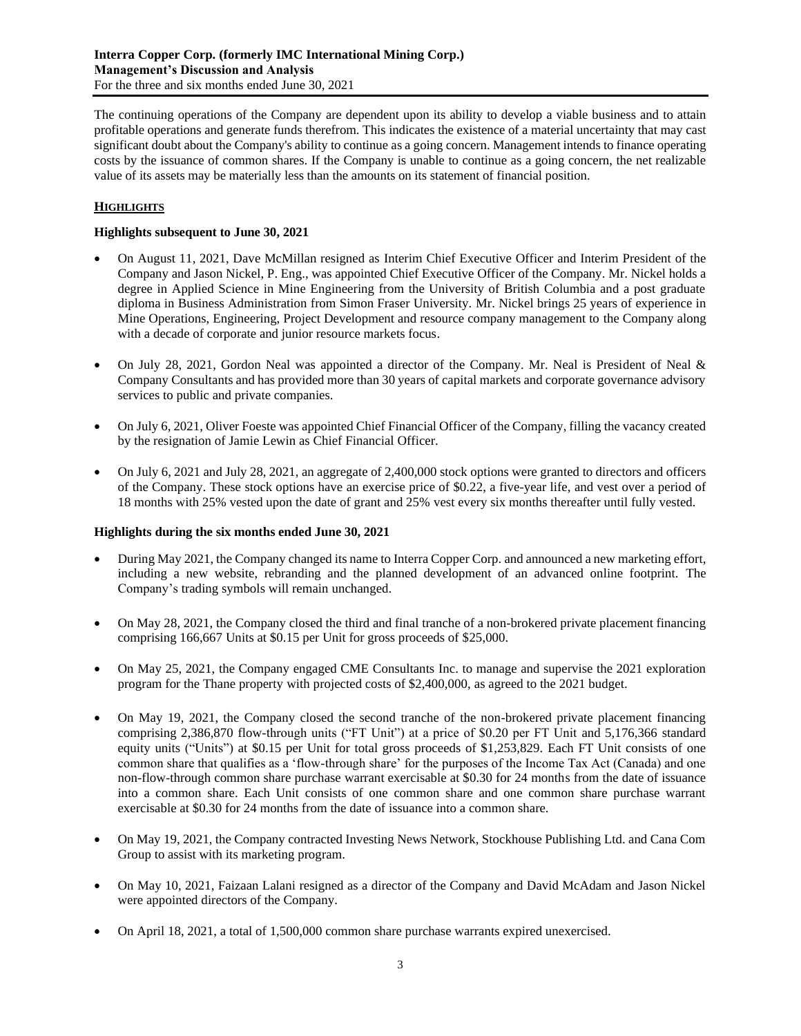The continuing operations of the Company are dependent upon its ability to develop a viable business and to attain profitable operations and generate funds therefrom. This indicates the existence of a material uncertainty that may cast significant doubt about the Company's ability to continue as a going concern. Management intends to finance operating costs by the issuance of common shares. If the Company is unable to continue as a going concern, the net realizable value of its assets may be materially less than the amounts on its statement of financial position.

## HIGHLIGHTS

### Highlights subsequent to June 30, 2021

- On August 11, 2021, Dave McMillan resigned as Interim Chief Executive Officer and Interim President of the Company and Jason Nickel, P. Eng., was appointed Chief Executive Officer of the Company. Mr. Nickel holds a degree in Applied Science in Mine Engineering from the University of British Columbia and a post graduate diploma in Business Administration from Simon Fraser University. Mr. Nickel brings 25 years of experience in Mine Operations, Engineering, Project Development and resource company management to the Company along with a decade of corporate and junior resource markets focus.

- On July 28, 2021, Gordon Neal was appointed a director of the Company. Mr. Neal is President of Neal & Company Consultants and has provided more than 30 years of capital markets and corporate governance advisory services to public and private companies.

- On July 6, 2021, Oliver Foeste was appointed Chief Financial Officer of the Company, filling the vacancy created by the resignation of Jamie Lewin as Chief Financial Officer.

- On July 6, 2021 and July 28, 2021, an aggregate of 2,400,000 stock options were granted to directors and officers of the Company. These stock options have an exercise price of $0.22, a five-year life, and vest over a period of 18 months with 25% vested upon the date of grant and 25% vest every six months thereafter until fully vested.

### Highlights during the six months ended June 30, 2021

- During May 2021, the Company changed its name to Interra Copper Corp. and announced a new marketing effort, including a new website, rebranding and the planned development of an advanced online footprint. The Company's trading symbols will remain unchanged.

- On May 28, 2021, the Company closed the third and final tranche of a non-brokered private placement financing comprising 166,667 Units at $0.15 per Unit for gross proceeds of $25,000.

- On May 25, 2021, the Company engaged CME Consultants Inc. to manage and supervise the 2021 exploration program for the Thane property with projected costs of $2,400,000, as agreed to the 2021 budget.

- On May 19, 2021, the Company closed the second tranche of the non-brokered private placement financing comprising 2,386,870 flow-through units ("FT Unit") at a price of $0.20 per FT Unit and 5,176,366 standard equity units ("Units") at $0.15 per Unit for total gross proceeds of $1,253,829. Each FT Unit consists of one common share that qualifies as a 'flow-through share' for the purposes of the Income Tax Act (Canada) and one non-flow-through common share purchase warrant exercisable at $0.30 for 24 months from the date of issuance into a common share. Each Unit consists of one common share and one common share purchase warrant exercisable at $0.30 for 24 months from the date of issuance into a common share.

- On May 19, 2021, the Company contracted Investing News Network, Stockhouse Publishing Ltd. and Cana Com Group to assist with its marketing program.

- On May 10, 2021, Faizaan Lalani resigned as a director of the Company and David McAdam and Jason Nickel were appointed directors of the Company.

- On April 18, 2021, a total of 1,500,000 common share purchase warrants expired unexercised.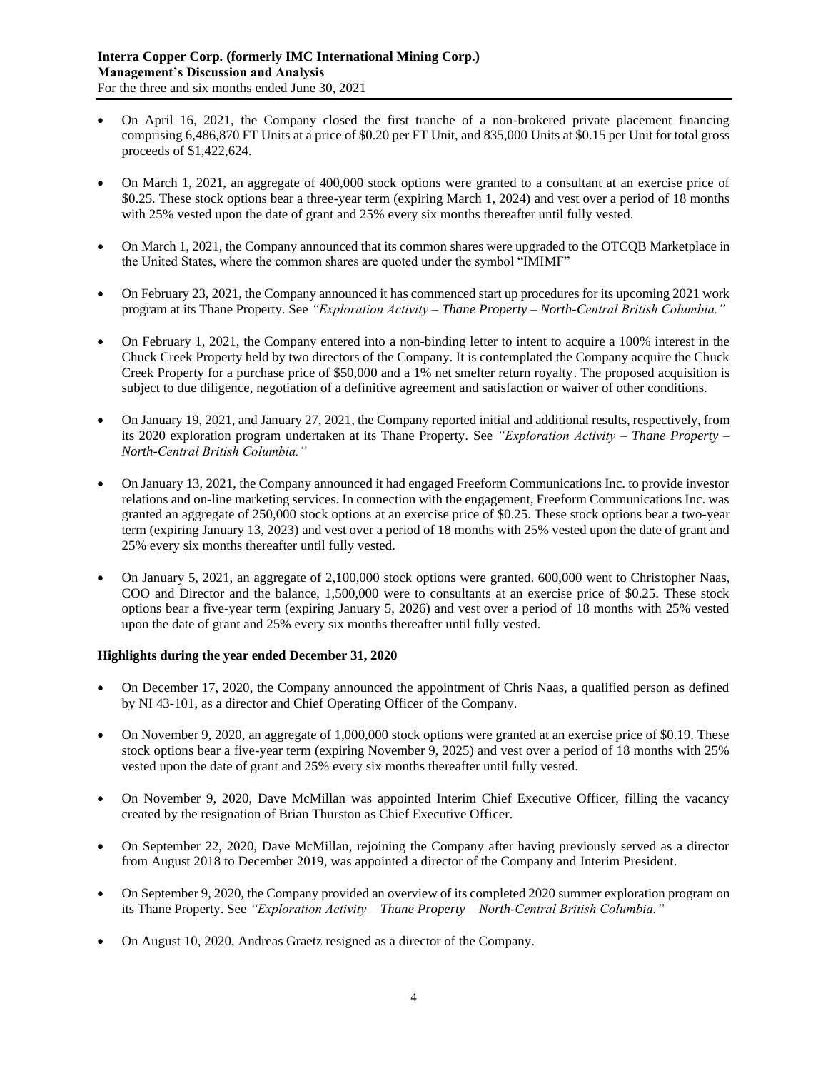- On April 16, 2021, the Company closed the first tranche of a non-brokered private placement financing comprising 6,486,870 FT Units at a price of $0.20 per FT Unit, and 835,000 Units at $0.15 per Unit for total gross proceeds of $1,422,624.

- On March 1, 2021, an aggregate of 400,000 stock options were granted to a consultant at an exercise price of $0.25. These stock options bear a three-year term (expiring March 1, 2024) and vest over a period of 18 months with 25% vested upon the date of grant and 25% every six months thereafter until fully vested.

- On March 1, 2021, the Company announced that its common shares were upgraded to the OTCQB Marketplace in the United States, where the common shares are quoted under the symbol "IMIMF"

- On February 23, 2021, the Company announced it has commenced start up procedures for its upcoming 2021 work program at its Thane Property. See *"Exploration Activity – Thane Property – North-Central British Columbia."*

- On February 1, 2021, the Company entered into a non-binding letter to intent to acquire a 100% interest in the Chuck Creek Property held by two directors of the Company. It is contemplated the Company acquire the Chuck Creek Property for a purchase price of $50,000 and a 1% net smelter return royalty. The proposed acquisition is subject to due diligence, negotiation of a definitive agreement and satisfaction or waiver of other conditions.

- On January 19, 2021, and January 27, 2021, the Company reported initial and additional results, respectively, from its 2020 exploration program undertaken at its Thane Property. See *"Exploration Activity – Thane Property – North-Central British Columbia."*

- On January 13, 2021, the Company announced it had engaged Freeform Communications Inc. to provide investor relations and on-line marketing services. In connection with the engagement, Freeform Communications Inc. was granted an aggregate of 250,000 stock options at an exercise price of $0.25. These stock options bear a two-year term (expiring January 13, 2023) and vest over a period of 18 months with 25% vested upon the date of grant and 25% every six months thereafter until fully vested.

- On January 5, 2021, an aggregate of 2,100,000 stock options were granted. 600,000 went to Christopher Naas, COO and Director and the balance, 1,500,000 were to consultants at an exercise price of $0.25. These stock options bear a five-year term (expiring January 5, 2026) and vest over a period of 18 months with 25% vested upon the date of grant and 25% every six months thereafter until fully vested.

**Highlights during the year ended December 31, 2020**

- On December 17, 2020, the Company announced the appointment of Chris Naas, a qualified person as defined by NI 43-101, as a director and Chief Operating Officer of the Company.

- On November 9, 2020, an aggregate of 1,000,000 stock options were granted at an exercise price of $0.19. These stock options bear a five-year term (expiring November 9, 2025) and vest over a period of 18 months with 25% vested upon the date of grant and 25% every six months thereafter until fully vested.

- On November 9, 2020, Dave McMillan was appointed Interim Chief Executive Officer, filling the vacancy created by the resignation of Brian Thurston as Chief Executive Officer.

- On September 22, 2020, Dave McMillan, rejoining the Company after having previously served as a director from August 2018 to December 2019, was appointed a director of the Company and Interim President.

- On September 9, 2020, the Company provided an overview of its completed 2020 summer exploration program on its Thane Property. See *"Exploration Activity – Thane Property – North-Central British Columbia."*

- On August 10, 2020, Andreas Graetz resigned as a director of the Company.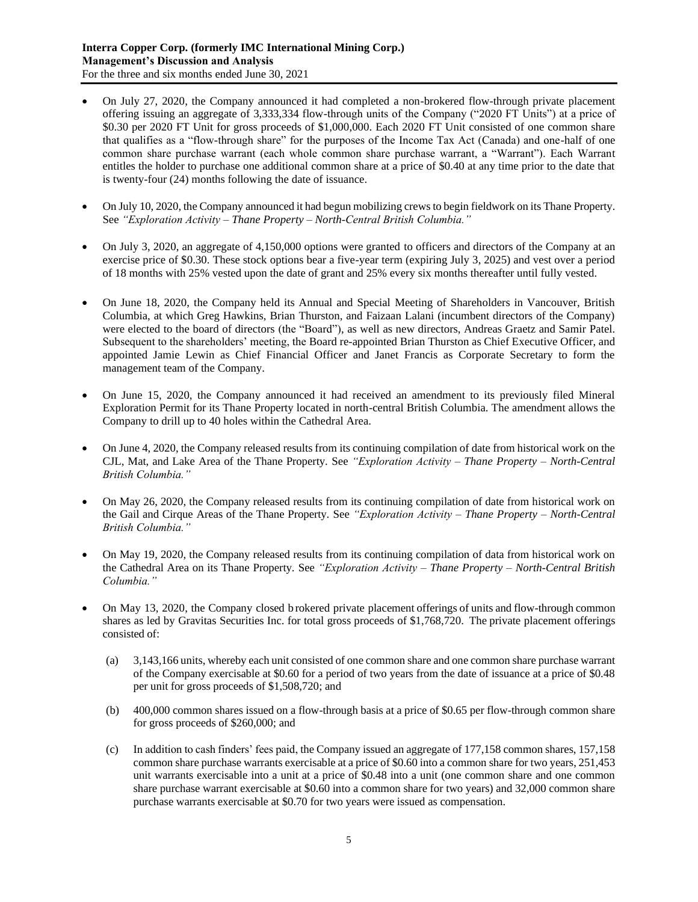- On July 27, 2020, the Company announced it had completed a non-brokered flow-through private placement offering issuing an aggregate of 3,333,334 flow-through units of the Company ("2020 FT Units") at a price of \$0.30 per 2020 FT Unit for gross proceeds of \$1,000,000. Each 2020 FT Unit consisted of one common share that qualifies as a "flow-through share" for the purposes of the Income Tax Act (Canada) and one-half of one common share purchase warrant (each whole common share purchase warrant, a "Warrant"). Each Warrant entitles the holder to purchase one additional common share at a price of \$0.40 at any time prior to the date that is twenty-four (24) months following the date of issuance.

- On July 10, 2020, the Company announced it had begun mobilizing crews to begin fieldwork on its Thane Property. See *"Exploration Activity – Thane Property – North-Central British Columbia."*

- On July 3, 2020, an aggregate of 4,150,000 options were granted to officers and directors of the Company at an exercise price of \$0.30. These stock options bear a five-year term (expiring July 3, 2025) and vest over a period of 18 months with 25% vested upon the date of grant and 25% every six months thereafter until fully vested.

- On June 18, 2020, the Company held its Annual and Special Meeting of Shareholders in Vancouver, British Columbia, at which Greg Hawkins, Brian Thurston, and Faizaan Lalani (incumbent directors of the Company) were elected to the board of directors (the "Board"), as well as new directors, Andreas Graetz and Samir Patel. Subsequent to the shareholders' meeting, the Board re-appointed Brian Thurston as Chief Executive Officer, and appointed Jamie Lewin as Chief Financial Officer and Janet Francis as Corporate Secretary to form the management team of the Company.

- On June 15, 2020, the Company announced it had received an amendment to its previously filed Mineral Exploration Permit for its Thane Property located in north-central British Columbia. The amendment allows the Company to drill up to 40 holes within the Cathedral Area.

- On June 4, 2020, the Company released results from its continuing compilation of date from historical work on the CJL, Mat, and Lake Area of the Thane Property. See *"Exploration Activity – Thane Property – North-Central British Columbia."*

- On May 26, 2020, the Company released results from its continuing compilation of date from historical work on the Gail and Cirque Areas of the Thane Property. See *"Exploration Activity – Thane Property – North-Central British Columbia."*

- On May 19, 2020, the Company released results from its continuing compilation of data from historical work on the Cathedral Area on its Thane Property. See *"Exploration Activity – Thane Property – North-Central British Columbia."*

- On May 13, 2020, the Company closed brokered private placement offerings of units and flow-through common shares as led by Gravitas Securities Inc. for total gross proceeds of \$1,768,720. The private placement offerings consisted of:

  (a) 3,143,166 units, whereby each unit consisted of one common share and one common share purchase warrant of the Company exercisable at \$0.60 for a period of two years from the date of issuance at a price of \$0.48 per unit for gross proceeds of \$1,508,720; and

  (b) 400,000 common shares issued on a flow-through basis at a price of \$0.65 per flow-through common share for gross proceeds of \$260,000; and

  (c) In addition to cash finders' fees paid, the Company issued an aggregate of 177,158 common shares, 157,158 common share purchase warrants exercisable at a price of \$0.60 into a common share for two years, 251,453 unit warrants exercisable into a unit at a price of \$0.48 into a unit (one common share and one common share purchase warrant exercisable at \$0.60 into a common share for two years) and 32,000 common share purchase warrants exercisable at \$0.70 for two years were issued as compensation.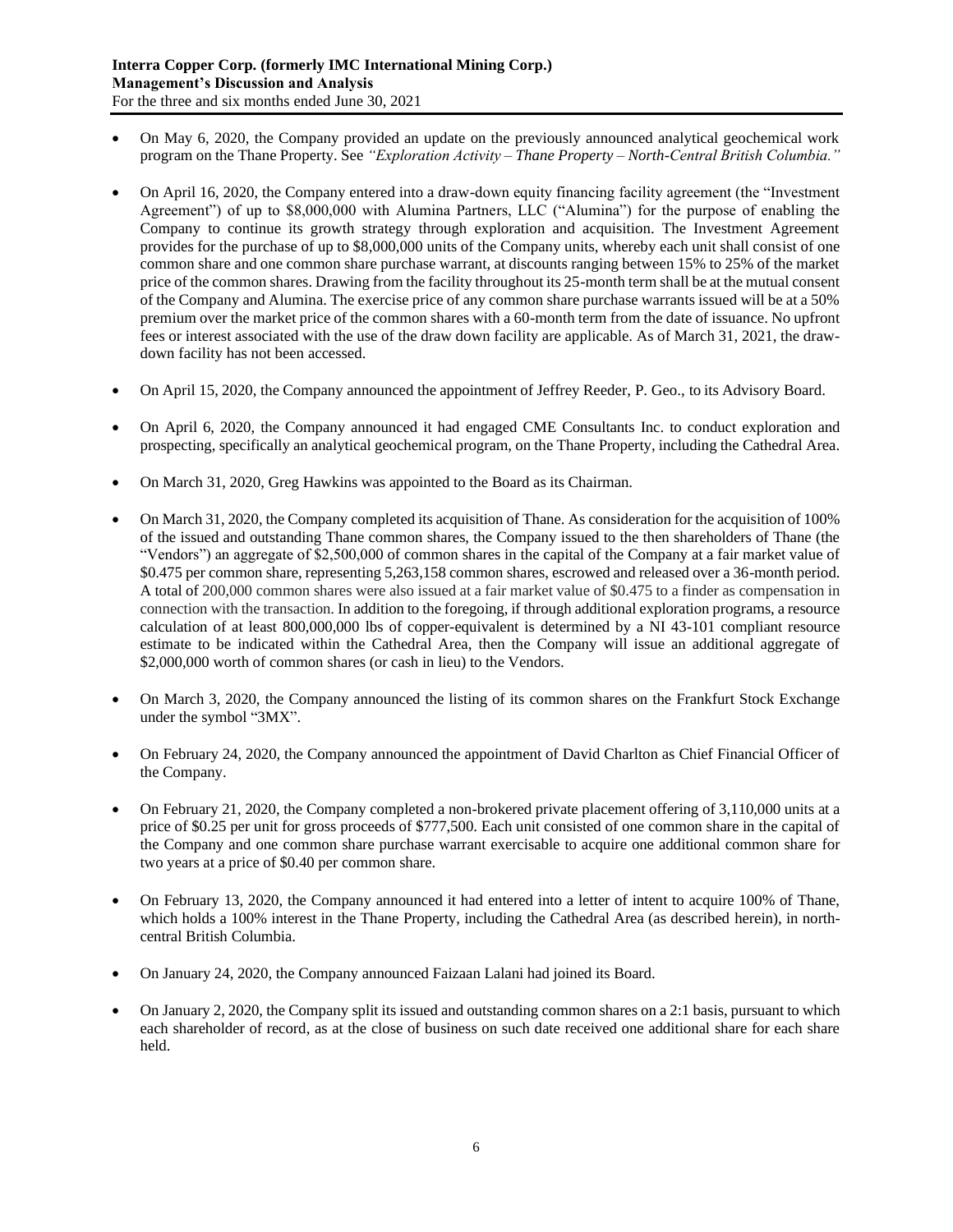- On May 6, 2020, the Company provided an update on the previously announced analytical geochemical work program on the Thane Property. See *"Exploration Activity – Thane Property – North-Central British Columbia."*

- On April 16, 2020, the Company entered into a draw-down equity financing facility agreement (the "Investment Agreement") of up to $8,000,000 with Alumina Partners, LLC ("Alumina") for the purpose of enabling the Company to continue its growth strategy through exploration and acquisition. The Investment Agreement provides for the purchase of up to $8,000,000 units of the Company units, whereby each unit shall consist of one common share and one common share purchase warrant, at discounts ranging between 15% to 25% of the market price of the common shares. Drawing from the facility throughout its 25-month term shall be at the mutual consent of the Company and Alumina. The exercise price of any common share purchase warrants issued will be at a 50% premium over the market price of the common shares with a 60-month term from the date of issuance. No upfront fees or interest associated with the use of the draw down facility are applicable. As of March 31, 2021, the draw-down facility has not been accessed.

- On April 15, 2020, the Company announced the appointment of Jeffrey Reeder, P. Geo., to its Advisory Board.

- On April 6, 2020, the Company announced it had engaged CME Consultants Inc. to conduct exploration and prospecting, specifically an analytical geochemical program, on the Thane Property, including the Cathedral Area.

- On March 31, 2020, Greg Hawkins was appointed to the Board as its Chairman.

- On March 31, 2020, the Company completed its acquisition of Thane. As consideration for the acquisition of 100% of the issued and outstanding Thane common shares, the Company issued to the then shareholders of Thane (the "Vendors") an aggregate of $2,500,000 of common shares in the capital of the Company at a fair market value of $0.475 per common share, representing 5,263,158 common shares, escrowed and released over a 36-month period. A total of 200,000 common shares were also issued at a fair market value of $0.475 to a finder as compensation in connection with the transaction. In addition to the foregoing, if through additional exploration programs, a resource calculation of at least 800,000,000 lbs of copper-equivalent is determined by a NI 43-101 compliant resource estimate to be indicated within the Cathedral Area, then the Company will issue an additional aggregate of $2,000,000 worth of common shares (or cash in lieu) to the Vendors.

- On March 3, 2020, the Company announced the listing of its common shares on the Frankfurt Stock Exchange under the symbol "3MX".

- On February 24, 2020, the Company announced the appointment of David Charlton as Chief Financial Officer of the Company.

- On February 21, 2020, the Company completed a non-brokered private placement offering of 3,110,000 units at a price of $0.25 per unit for gross proceeds of $777,500. Each unit consisted of one common share in the capital of the Company and one common share purchase warrant exercisable to acquire one additional common share for two years at a price of $0.40 per common share.

- On February 13, 2020, the Company announced it had entered into a letter of intent to acquire 100% of Thane, which holds a 100% interest in the Thane Property, including the Cathedral Area (as described herein), in north-central British Columbia.

- On January 24, 2020, the Company announced Faizaan Lalani had joined its Board.

- On January 2, 2020, the Company split its issued and outstanding common shares on a 2:1 basis, pursuant to which each shareholder of record, as at the close of business on such date received one additional share for each share held.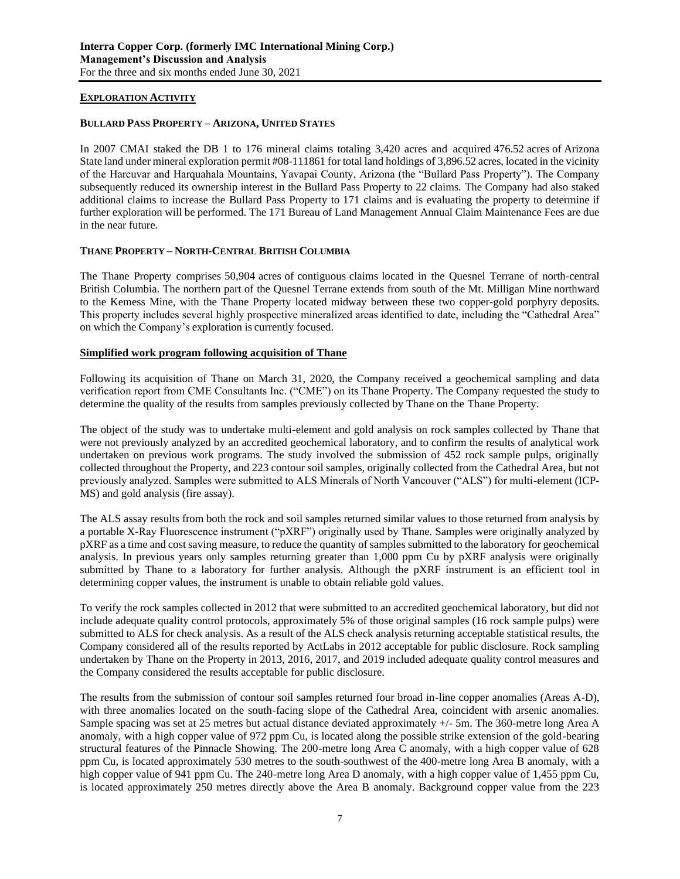## EXPLORATION ACTIVITY

### BULLARD PASS PROPERTY – ARIZONA, UNITED STATES

In 2007 CMAI staked the DB 1 to 176 mineral claims totaling 3,420 acres and acquired 476.52 acres of Arizona State land under mineral exploration permit #08-111861 for total land holdings of 3,896.52 acres, located in the vicinity of the Harcuvar and Harquahala Mountains, Yavapai County, Arizona (the "Bullard Pass Property"). The Company subsequently reduced its ownership interest in the Bullard Pass Property to 22 claims. The Company had also staked additional claims to increase the Bullard Pass Property to 171 claims and is evaluating the property to determine if further exploration will be performed. The 171 Bureau of Land Management Annual Claim Maintenance Fees are due in the near future.

### THANE PROPERTY – NORTH-CENTRAL BRITISH COLUMBIA

The Thane Property comprises 50,904 acres of contiguous claims located in the Quesnel Terrane of north-central British Columbia. The northern part of the Quesnel Terrane extends from south of the Mt. Milligan Mine northward to the Kemess Mine, with the Thane Property located midway between these two copper-gold porphyry deposits. This property includes several highly prospective mineralized areas identified to date, including the "Cathedral Area" on which the Company's exploration is currently focused.

**Simplified work program following acquisition of Thane**

Following its acquisition of Thane on March 31, 2020, the Company received a geochemical sampling and data verification report from CME Consultants Inc. ("CME") on its Thane Property. The Company requested the study to determine the quality of the results from samples previously collected by Thane on the Thane Property.

The object of the study was to undertake multi-element and gold analysis on rock samples collected by Thane that were not previously analyzed by an accredited geochemical laboratory, and to confirm the results of analytical work undertaken on previous work programs. The study involved the submission of 452 rock sample pulps, originally collected throughout the Property, and 223 contour soil samples, originally collected from the Cathedral Area, but not previously analyzed. Samples were submitted to ALS Minerals of North Vancouver ("ALS") for multi-element (ICP-MS) and gold analysis (fire assay).

The ALS assay results from both the rock and soil samples returned similar values to those returned from analysis by a portable X-Ray Fluorescence instrument ("pXRF") originally used by Thane. Samples were originally analyzed by pXRF as a time and cost saving measure, to reduce the quantity of samples submitted to the laboratory for geochemical analysis. In previous years only samples returning greater than 1,000 ppm Cu by pXRF analysis were originally submitted by Thane to a laboratory for further analysis. Although the pXRF instrument is an efficient tool in determining copper values, the instrument is unable to obtain reliable gold values.

To verify the rock samples collected in 2012 that were submitted to an accredited geochemical laboratory, but did not include adequate quality control protocols, approximately 5% of those original samples (16 rock sample pulps) were submitted to ALS for check analysis. As a result of the ALS check analysis returning acceptable statistical results, the Company considered all of the results reported by ActLabs in 2012 acceptable for public disclosure. Rock sampling undertaken by Thane on the Property in 2013, 2016, 2017, and 2019 included adequate quality control measures and the Company considered the results acceptable for public disclosure.

The results from the submission of contour soil samples returned four broad in-line copper anomalies (Areas A-D), with three anomalies located on the south-facing slope of the Cathedral Area, coincident with arsenic anomalies. Sample spacing was set at 25 metres but actual distance deviated approximately +/- 5m. The 360-metre long Area A anomaly, with a high copper value of 972 ppm Cu, is located along the possible strike extension of the gold-bearing structural features of the Pinnacle Showing. The 200-metre long Area C anomaly, with a high copper value of 628 ppm Cu, is located approximately 530 metres to the south-southwest of the 400-metre long Area B anomaly, with a high copper value of 941 ppm Cu. The 240-metre long Area D anomaly, with a high copper value of 1,455 ppm Cu, is located approximately 250 metres directly above the Area B anomaly. Background copper value from the 223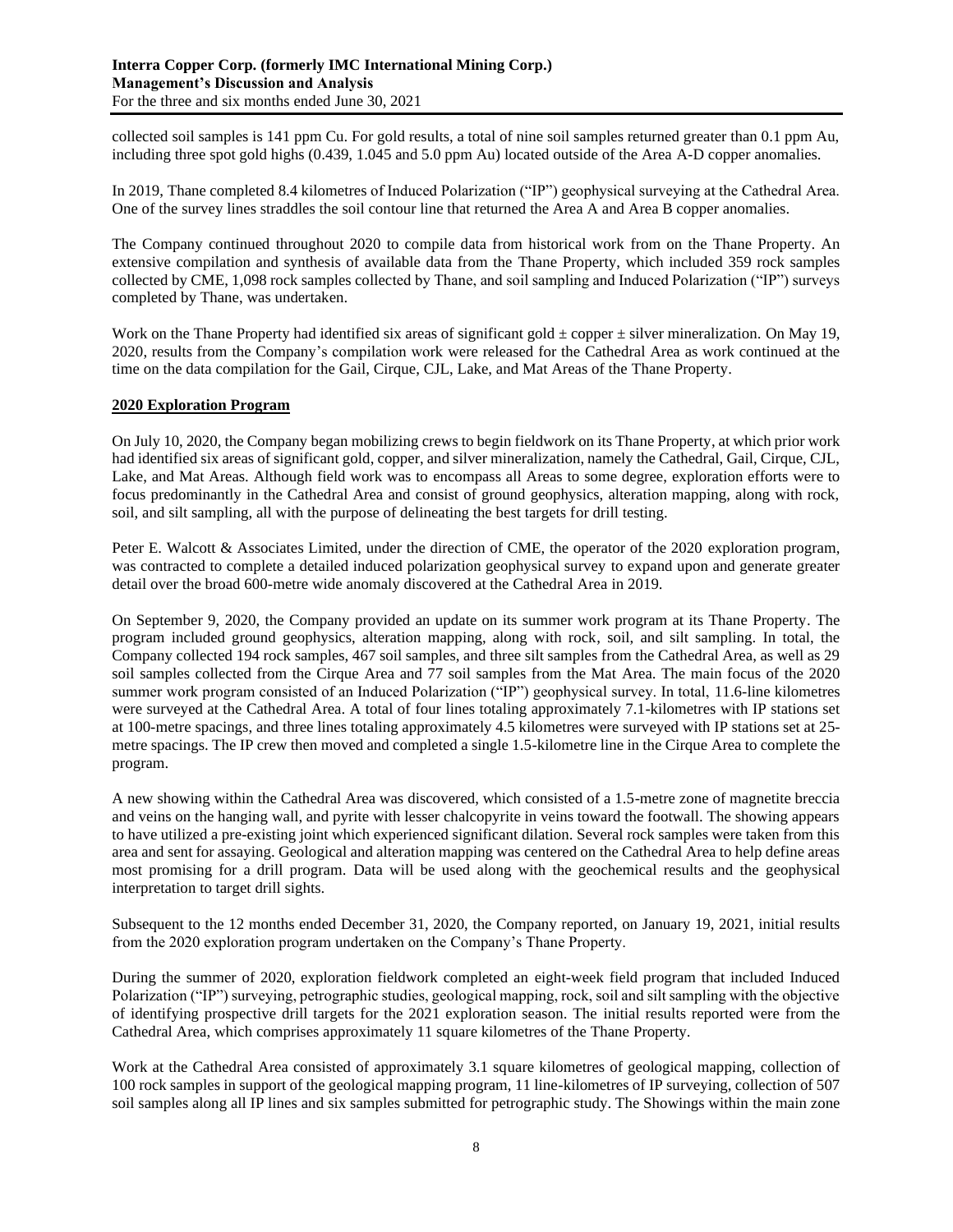collected soil samples is 141 ppm Cu. For gold results, a total of nine soil samples returned greater than 0.1 ppm Au, including three spot gold highs (0.439, 1.045 and 5.0 ppm Au) located outside of the Area A-D copper anomalies.

In 2019, Thane completed 8.4 kilometres of Induced Polarization ("IP") geophysical surveying at the Cathedral Area. One of the survey lines straddles the soil contour line that returned the Area A and Area B copper anomalies.

The Company continued throughout 2020 to compile data from historical work from on the Thane Property. An extensive compilation and synthesis of available data from the Thane Property, which included 359 rock samples collected by CME, 1,098 rock samples collected by Thane, and soil sampling and Induced Polarization ("IP") surveys completed by Thane, was undertaken.

Work on the Thane Property had identified six areas of significant gold ± copper ± silver mineralization. On May 19, 2020, results from the Company's compilation work were released for the Cathedral Area as work continued at the time on the data compilation for the Gail, Cirque, CJL, Lake, and Mat Areas of the Thane Property.

**2020 Exploration Program**

On July 10, 2020, the Company began mobilizing crews to begin fieldwork on its Thane Property, at which prior work had identified six areas of significant gold, copper, and silver mineralization, namely the Cathedral, Gail, Cirque, CJL, Lake, and Mat Areas. Although field work was to encompass all Areas to some degree, exploration efforts were to focus predominantly in the Cathedral Area and consist of ground geophysics, alteration mapping, along with rock, soil, and silt sampling, all with the purpose of delineating the best targets for drill testing.

Peter E. Walcott & Associates Limited, under the direction of CME, the operator of the 2020 exploration program, was contracted to complete a detailed induced polarization geophysical survey to expand upon and generate greater detail over the broad 600-metre wide anomaly discovered at the Cathedral Area in 2019.

On September 9, 2020, the Company provided an update on its summer work program at its Thane Property. The program included ground geophysics, alteration mapping, along with rock, soil, and silt sampling. In total, the Company collected 194 rock samples, 467 soil samples, and three silt samples from the Cathedral Area, as well as 29 soil samples collected from the Cirque Area and 77 soil samples from the Mat Area. The main focus of the 2020 summer work program consisted of an Induced Polarization ("IP") geophysical survey. In total, 11.6-line kilometres were surveyed at the Cathedral Area. A total of four lines totaling approximately 7.1-kilometres with IP stations set at 100-metre spacings, and three lines totaling approximately 4.5 kilometres were surveyed with IP stations set at 25-metre spacings. The IP crew then moved and completed a single 1.5-kilometre line in the Cirque Area to complete the program.

A new showing within the Cathedral Area was discovered, which consisted of a 1.5-metre zone of magnetite breccia and veins on the hanging wall, and pyrite with lesser chalcopyrite in veins toward the footwall. The showing appears to have utilized a pre-existing joint which experienced significant dilation. Several rock samples were taken from this area and sent for assaying. Geological and alteration mapping was centered on the Cathedral Area to help define areas most promising for a drill program. Data will be used along with the geochemical results and the geophysical interpretation to target drill sights.

Subsequent to the 12 months ended December 31, 2020, the Company reported, on January 19, 2021, initial results from the 2020 exploration program undertaken on the Company's Thane Property.

During the summer of 2020, exploration fieldwork completed an eight-week field program that included Induced Polarization ("IP") surveying, petrographic studies, geological mapping, rock, soil and silt sampling with the objective of identifying prospective drill targets for the 2021 exploration season. The initial results reported were from the Cathedral Area, which comprises approximately 11 square kilometres of the Thane Property.

Work at the Cathedral Area consisted of approximately 3.1 square kilometres of geological mapping, collection of 100 rock samples in support of the geological mapping program, 11 line-kilometres of IP surveying, collection of 507 soil samples along all IP lines and six samples submitted for petrographic study. The Showings within the main zone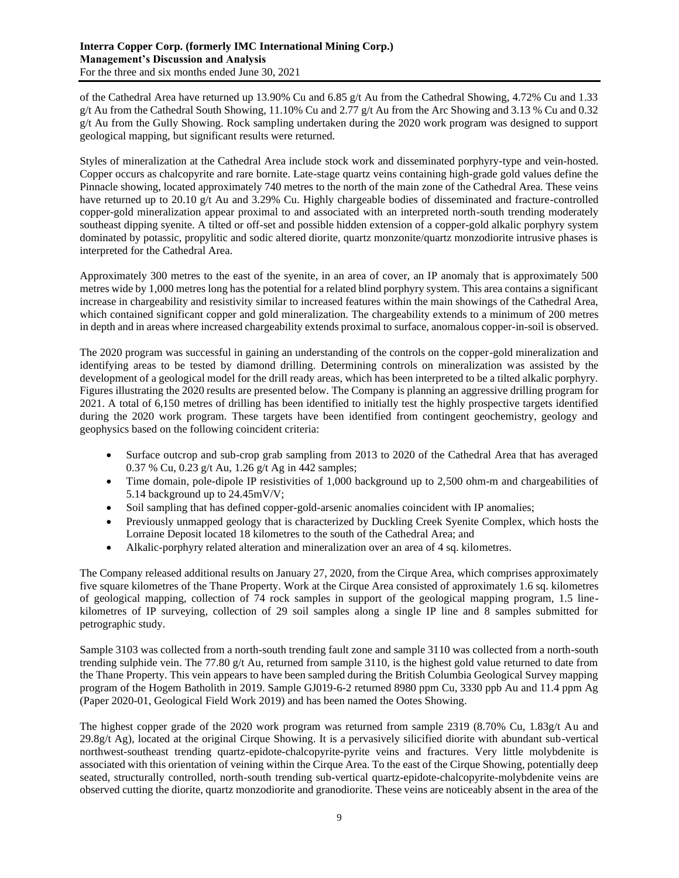of the Cathedral Area have returned up 13.90% Cu and 6.85 g/t Au from the Cathedral Showing, 4.72% Cu and 1.33 g/t Au from the Cathedral South Showing, 11.10% Cu and 2.77 g/t Au from the Arc Showing and 3.13 % Cu and 0.32 g/t Au from the Gully Showing. Rock sampling undertaken during the 2020 work program was designed to support geological mapping, but significant results were returned.

Styles of mineralization at the Cathedral Area include stock work and disseminated porphyry-type and vein-hosted. Copper occurs as chalcopyrite and rare bornite. Late-stage quartz veins containing high-grade gold values define the Pinnacle showing, located approximately 740 metres to the north of the main zone of the Cathedral Area. These veins have returned up to 20.10 g/t Au and 3.29% Cu. Highly chargeable bodies of disseminated and fracture-controlled copper-gold mineralization appear proximal to and associated with an interpreted north-south trending moderately southeast dipping syenite. A tilted or off-set and possible hidden extension of a copper-gold alkalic porphyry system dominated by potassic, propylitic and sodic altered diorite, quartz monzonite/quartz monzodiorite intrusive phases is interpreted for the Cathedral Area.

Approximately 300 metres to the east of the syenite, in an area of cover, an IP anomaly that is approximately 500 metres wide by 1,000 metres long has the potential for a related blind porphyry system. This area contains a significant increase in chargeability and resistivity similar to increased features within the main showings of the Cathedral Area, which contained significant copper and gold mineralization. The chargeability extends to a minimum of 200 metres in depth and in areas where increased chargeability extends proximal to surface, anomalous copper-in-soil is observed.

The 2020 program was successful in gaining an understanding of the controls on the copper-gold mineralization and identifying areas to be tested by diamond drilling. Determining controls on mineralization was assisted by the development of a geological model for the drill ready areas, which has been interpreted to be a tilted alkalic porphyry. Figures illustrating the 2020 results are presented below. The Company is planning an aggressive drilling program for 2021. A total of 6,150 metres of drilling has been identified to initially test the highly prospective targets identified during the 2020 work program. These targets have been identified from contingent geochemistry, geology and geophysics based on the following coincident criteria:

- Surface outcrop and sub-crop grab sampling from 2013 to 2020 of the Cathedral Area that has averaged 0.37 % Cu, 0.23 g/t Au, 1.26 g/t Ag in 442 samples;
- Time domain, pole-dipole IP resistivities of 1,000 background up to 2,500 ohm-m and chargeabilities of 5.14 background up to 24.45mV/V;
- Soil sampling that has defined copper-gold-arsenic anomalies coincident with IP anomalies;
- Previously unmapped geology that is characterized by Duckling Creek Syenite Complex, which hosts the Lorraine Deposit located 18 kilometres to the south of the Cathedral Area; and
- Alkalic-porphyry related alteration and mineralization over an area of 4 sq. kilometres.

The Company released additional results on January 27, 2020, from the Cirque Area, which comprises approximately five square kilometres of the Thane Property. Work at the Cirque Area consisted of approximately 1.6 sq. kilometres of geological mapping, collection of 74 rock samples in support of the geological mapping program, 1.5 line-kilometres of IP surveying, collection of 29 soil samples along a single IP line and 8 samples submitted for petrographic study.

Sample 3103 was collected from a north-south trending fault zone and sample 3110 was collected from a north-south trending sulphide vein. The 77.80 g/t Au, returned from sample 3110, is the highest gold value returned to date from the Thane Property. This vein appears to have been sampled during the British Columbia Geological Survey mapping program of the Hogem Batholith in 2019. Sample GJ019-6-2 returned 8980 ppm Cu, 3330 ppb Au and 11.4 ppm Ag (Paper 2020-01, Geological Field Work 2019) and has been named the Ootes Showing.

The highest copper grade of the 2020 work program was returned from sample 2319 (8.70% Cu, 1.83g/t Au and 29.8g/t Ag), located at the original Cirque Showing. It is a pervasively silicified diorite with abundant sub-vertical northwest-southeast trending quartz-epidote-chalcopyrite-pyrite veins and fractures. Very little molybdenite is associated with this orientation of veining within the Cirque Area. To the east of the Cirque Showing, potentially deep seated, structurally controlled, north-south trending sub-vertical quartz-epidote-chalcopyrite-molybdenite veins are observed cutting the diorite, quartz monzodiorite and granodiorite. These veins are noticeably absent in the area of the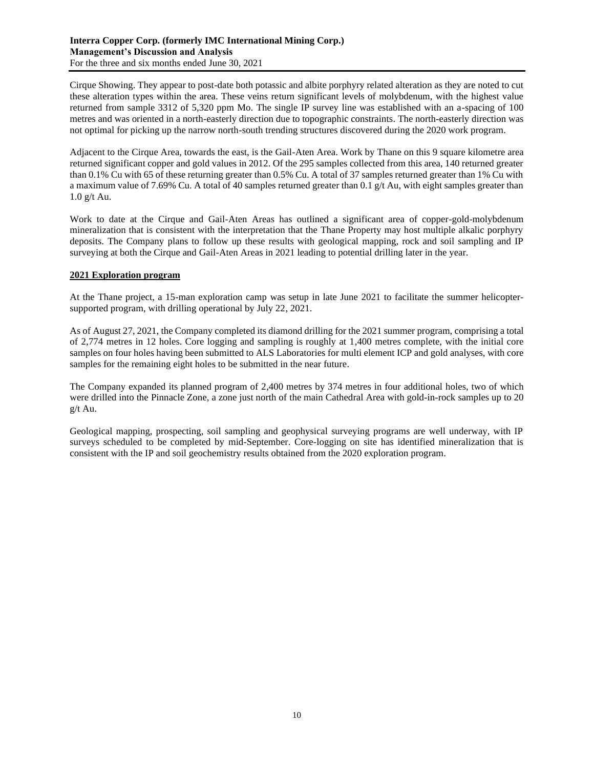Cirque Showing. They appear to post-date both potassic and albite porphyry related alteration as they are noted to cut these alteration types within the area. These veins return significant levels of molybdenum, with the highest value returned from sample 3312 of 5,320 ppm Mo. The single IP survey line was established with an a-spacing of 100 metres and was oriented in a north-easterly direction due to topographic constraints. The north-easterly direction was not optimal for picking up the narrow north-south trending structures discovered during the 2020 work program.

Adjacent to the Cirque Area, towards the east, is the Gail-Aten Area. Work by Thane on this 9 square kilometre area returned significant copper and gold values in 2012. Of the 295 samples collected from this area, 140 returned greater than 0.1% Cu with 65 of these returning greater than 0.5% Cu. A total of 37 samples returned greater than 1% Cu with a maximum value of 7.69% Cu. A total of 40 samples returned greater than 0.1 g/t Au, with eight samples greater than 1.0 g/t Au.

Work to date at the Cirque and Gail-Aten Areas has outlined a significant area of copper-gold-molybdenum mineralization that is consistent with the interpretation that the Thane Property may host multiple alkalic porphyry deposits. The Company plans to follow up these results with geological mapping, rock and soil sampling and IP surveying at both the Cirque and Gail-Aten Areas in 2021 leading to potential drilling later in the year.

## 2021 Exploration program

At the Thane project, a 15-man exploration camp was setup in late June 2021 to facilitate the summer helicopter-supported program, with drilling operational by July 22, 2021.

As of August 27, 2021, the Company completed its diamond drilling for the 2021 summer program, comprising a total of 2,774 metres in 12 holes. Core logging and sampling is roughly at 1,400 metres complete, with the initial core samples on four holes having been submitted to ALS Laboratories for multi element ICP and gold analyses, with core samples for the remaining eight holes to be submitted in the near future.

The Company expanded its planned program of 2,400 metres by 374 metres in four additional holes, two of which were drilled into the Pinnacle Zone, a zone just north of the main Cathedral Area with gold-in-rock samples up to 20 g/t Au.

Geological mapping, prospecting, soil sampling and geophysical surveying programs are well underway, with IP surveys scheduled to be completed by mid-September. Core-logging on site has identified mineralization that is consistent with the IP and soil geochemistry results obtained from the 2020 exploration program.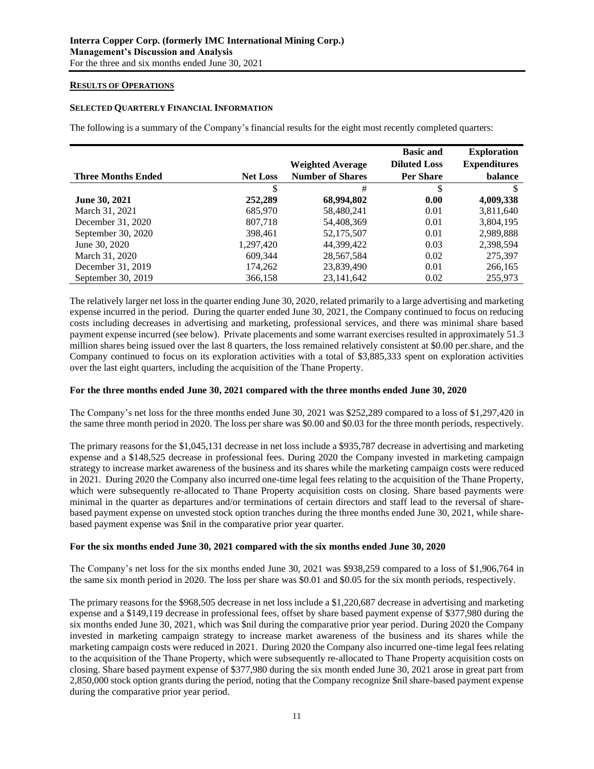## RESULTS OF OPERATIONS

### SELECTED QUARTERLY FINANCIAL INFORMATION

The following is a summary of the Company's financial results for the eight most recently completed quarters:

| Three Months Ended | Net Loss | Weighted Average Number of Shares | Basic and Diluted Loss Per Share | Exploration Expenditures balance |
|---|---|---|---|---|
| | $ | # | $ | $ |
| **June 30, 2021** | **252,289** | **68,994,802** | **0.00** | **4,009,338** |
| March 31, 2021 | 685,970 | 58,480,241 | 0.01 | 3,811,640 |
| December 31, 2020 | 807,718 | 54,408,369 | 0.01 | 3,804,195 |
| September 30, 2020 | 398,461 | 52,175,507 | 0.01 | 2,989,888 |
| June 30, 2020 | 1,297,420 | 44,399,422 | 0.03 | 2,398,594 |
| March 31, 2020 | 609,344 | 28,567,584 | 0.02 | 275,397 |
| December 31, 2019 | 174,262 | 23,839,490 | 0.01 | 266,165 |
| September 30, 2019 | 366,158 | 23,141,642 | 0.02 | 255,973 |

The relatively larger net loss in the quarter ending June 30, 2020, related primarily to a large advertising and marketing expense incurred in the period. During the quarter ended June 30, 2021, the Company continued to focus on reducing costs including decreases in advertising and marketing, professional services, and there was minimal share based payment expense incurred (see below). Private placements and some warrant exercises resulted in approximately 51.3 million shares being issued over the last 8 quarters, the loss remained relatively consistent at $0.00 per.share, and the Company continued to focus on its exploration activities with a total of $3,885,333 spent on exploration activities over the last eight quarters, including the acquisition of the Thane Property.

**For the three months ended June 30, 2021 compared with the three months ended June 30, 2020**

The Company's net loss for the three months ended June 30, 2021 was $252,289 compared to a loss of $1,297,420 in the same three month period in 2020. The loss per share was $0.00 and $0.03 for the three month periods, respectively.

The primary reasons for the $1,045,131 decrease in net loss include a $935,787 decrease in advertising and marketing expense and a $148,525 decrease in professional fees. During 2020 the Company invested in marketing campaign strategy to increase market awareness of the business and its shares while the marketing campaign costs were reduced in 2021. During 2020 the Company also incurred one-time legal fees relating to the acquisition of the Thane Property, which were subsequently re-allocated to Thane Property acquisition costs on closing. Share based payments were minimal in the quarter as departures and/or terminations of certain directors and staff lead to the reversal of share-based payment expense on unvested stock option tranches during the three months ended June 30, 2021, while share-based payment expense was $nil in the comparative prior year quarter.

**For the six months ended June 30, 2021 compared with the six months ended June 30, 2020**

The Company's net loss for the six months ended June 30, 2021 was $938,259 compared to a loss of $1,906,764 in the same six month period in 2020. The loss per share was $0.01 and $0.05 for the six month periods, respectively.

The primary reasons for the $968,505 decrease in net loss include a $1,220,687 decrease in advertising and marketing expense and a $149,119 decrease in professional fees, offset by share based payment expense of $377,980 during the six months ended June 30, 2021, which was $nil during the comparative prior year period. During 2020 the Company invested in marketing campaign strategy to increase market awareness of the business and its shares while the marketing campaign costs were reduced in 2021. During 2020 the Company also incurred one-time legal fees relating to the acquisition of the Thane Property, which were subsequently re-allocated to Thane Property acquisition costs on closing. Share based payment expense of $377,980 during the six month ended June 30, 2021 arose in great part from 2,850,000 stock option grants during the period, noting that the Company recognize $nil share-based payment expense during the comparative prior year period.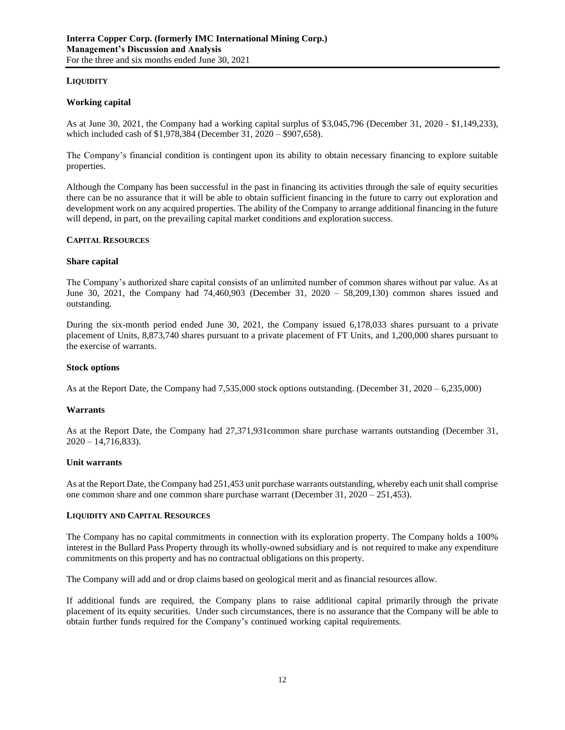## LIQUIDITY

### Working capital

As at June 30, 2021, the Company had a working capital surplus of $3,045,796 (December 31, 2020 - $1,149,233), which included cash of $1,978,384 (December 31, 2020 – $907,658).

The Company's financial condition is contingent upon its ability to obtain necessary financing to explore suitable properties.

Although the Company has been successful in the past in financing its activities through the sale of equity securities there can be no assurance that it will be able to obtain sufficient financing in the future to carry out exploration and development work on any acquired properties. The ability of the Company to arrange additional financing in the future will depend, in part, on the prevailing capital market conditions and exploration success.

## CAPITAL RESOURCES

### Share capital

The Company's authorized share capital consists of an unlimited number of common shares without par value. As at June 30, 2021, the Company had 74,460,903 (December 31, 2020 – 58,209,130) common shares issued and outstanding.

During the six-month period ended June 30, 2021, the Company issued 6,178,033 shares pursuant to a private placement of Units, 8,873,740 shares pursuant to a private placement of FT Units, and 1,200,000 shares pursuant to the exercise of warrants.

### Stock options

As at the Report Date, the Company had 7,535,000 stock options outstanding. (December 31, 2020 – 6,235,000)

### Warrants

As at the Report Date, the Company had 27,371,931common share purchase warrants outstanding (December 31, 2020 – 14,716,833).

### Unit warrants

As at the Report Date, the Company had 251,453 unit purchase warrants outstanding, whereby each unit shall comprise one common share and one common share purchase warrant (December 31, 2020 – 251,453).

## LIQUIDITY AND CAPITAL RESOURCES

The Company has no capital commitments in connection with its exploration property. The Company holds a 100% interest in the Bullard Pass Property through its wholly-owned subsidiary and is not required to make any expenditure commitments on this property and has no contractual obligations on this property.

The Company will add and or drop claims based on geological merit and as financial resources allow.

If additional funds are required, the Company plans to raise additional capital primarily through the private placement of its equity securities. Under such circumstances, there is no assurance that the Company will be able to obtain further funds required for the Company's continued working capital requirements.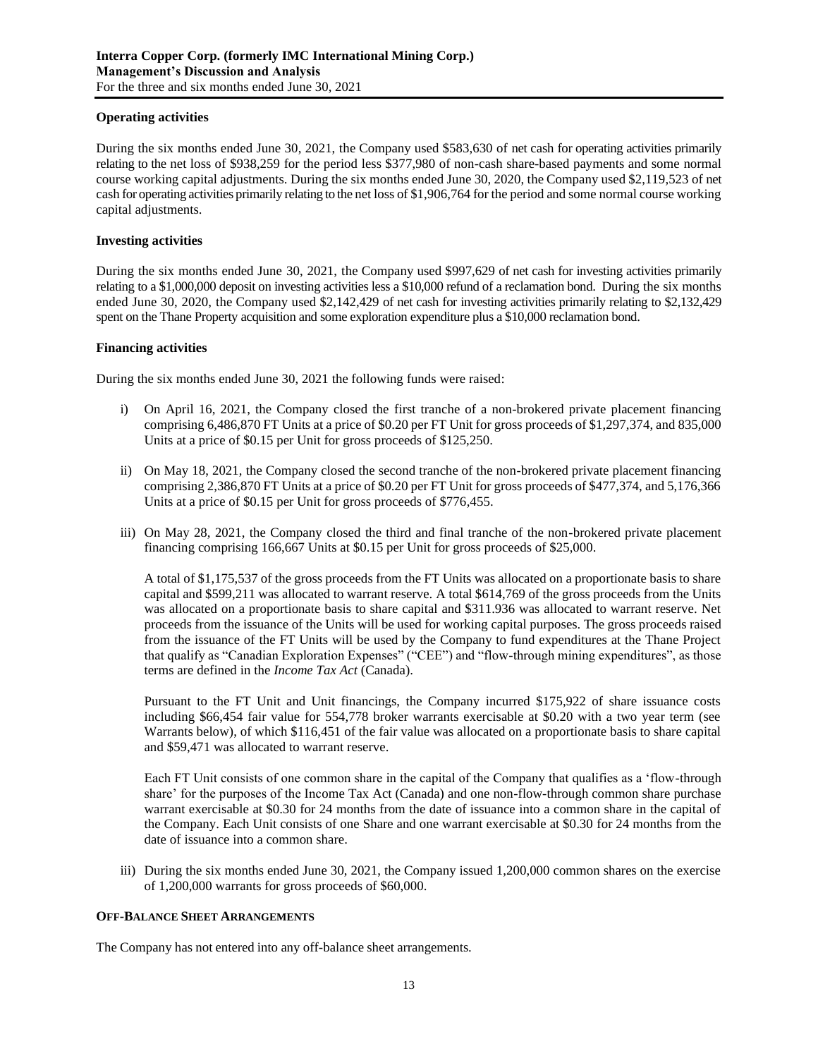#### Operating activities

During the six months ended June 30, 2021, the Company used $583,630 of net cash for operating activities primarily relating to the net loss of $938,259 for the period less $377,980 of non-cash share-based payments and some normal course working capital adjustments. During the six months ended June 30, 2020, the Company used $2,119,523 of net cash for operating activities primarily relating to the net loss of $1,906,764 for the period and some normal course working capital adjustments.

#### Investing activities

During the six months ended June 30, 2021, the Company used $997,629 of net cash for investing activities primarily relating to a $1,000,000 deposit on investing activities less a $10,000 refund of a reclamation bond. During the six months ended June 30, 2020, the Company used $2,142,429 of net cash for investing activities primarily relating to $2,132,429 spent on the Thane Property acquisition and some exploration expenditure plus a $10,000 reclamation bond.

#### Financing activities

During the six months ended June 30, 2021 the following funds were raised:

i) On April 16, 2021, the Company closed the first tranche of a non-brokered private placement financing comprising 6,486,870 FT Units at a price of $0.20 per FT Unit for gross proceeds of $1,297,374, and 835,000 Units at a price of $0.15 per Unit for gross proceeds of $125,250.

ii) On May 18, 2021, the Company closed the second tranche of the non-brokered private placement financing comprising 2,386,870 FT Units at a price of $0.20 per FT Unit for gross proceeds of $477,374, and 5,176,366 Units at a price of $0.15 per Unit for gross proceeds of $776,455.

iii) On May 28, 2021, the Company closed the third and final tranche of the non-brokered private placement financing comprising 166,667 Units at $0.15 per Unit for gross proceeds of $25,000.

   A total of $1,175,537 of the gross proceeds from the FT Units was allocated on a proportionate basis to share capital and $599,211 was allocated to warrant reserve. A total $614,769 of the gross proceeds from the Units was allocated on a proportionate basis to share capital and $311.936 was allocated to warrant reserve. Net proceeds from the issuance of the Units will be used for working capital purposes. The gross proceeds raised from the issuance of the FT Units will be used by the Company to fund expenditures at the Thane Project that qualify as "Canadian Exploration Expenses" ("CEE") and "flow-through mining expenditures", as those terms are defined in the *Income Tax Act* (Canada).

   Pursuant to the FT Unit and Unit financings, the Company incurred $175,922 of share issuance costs including $66,454 fair value for 554,778 broker warrants exercisable at $0.20 with a two year term (see Warrants below), of which $116,451 of the fair value was allocated on a proportionate basis to share capital and $59,471 was allocated to warrant reserve.

   Each FT Unit consists of one common share in the capital of the Company that qualifies as a 'flow-through share' for the purposes of the Income Tax Act (Canada) and one non-flow-through common share purchase warrant exercisable at $0.30 for 24 months from the date of issuance into a common share in the capital of the Company. Each Unit consists of one Share and one warrant exercisable at $0.30 for 24 months from the date of issuance into a common share.

iii) During the six months ended June 30, 2021, the Company issued 1,200,000 common shares on the exercise of 1,200,000 warrants for gross proceeds of $60,000.

### OFF-BALANCE SHEET ARRANGEMENTS

The Company has not entered into any off-balance sheet arrangements.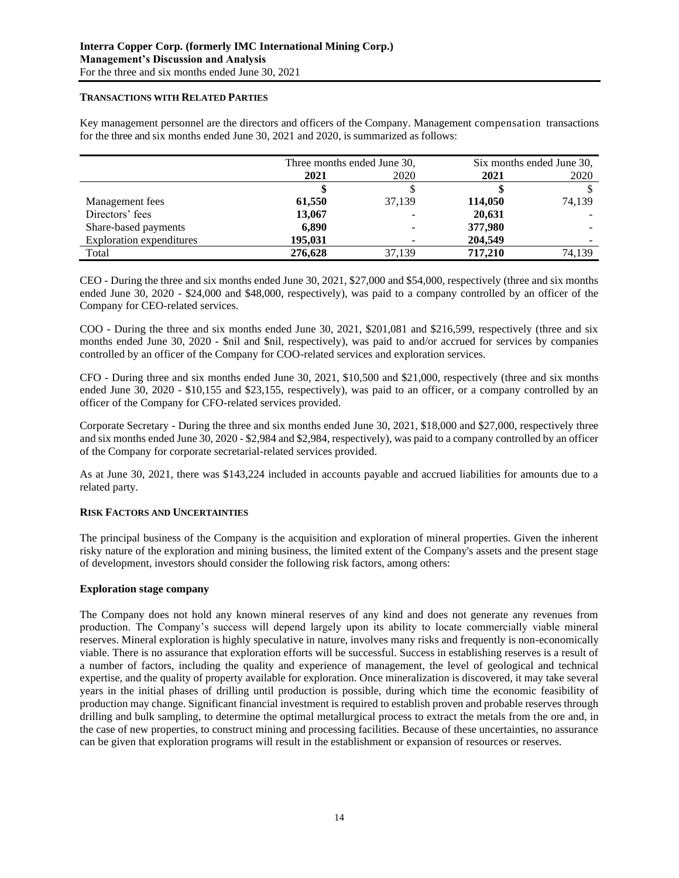#### TRANSACTIONS WITH RELATED PARTIES

Key management personnel are the directors and officers of the Company. Management compensation transactions for the three and six months ended June 30, 2021 and 2020, is summarized as follows:

| | Three months ended June 30, | | Six months ended June 30, | |
|---|---|---|---|---|
| | **2021** | 2020 | **2021** | 2020 |
| | **$** | $ | **$** | $ |
| Management fees | **61,550** | 37,139 | **114,050** | 74,139 |
| Directors' fees | **13,067** | - | **20,631** | - |
| Share-based payments | **6,890** | - | **377,980** | - |
| Exploration expenditures | **195,031** | - | **204,549** | - |
| Total | **276,628** | 37,139 | **717,210** | 74,139 |

CEO - During the three and six months ended June 30, 2021, $27,000 and $54,000, respectively (three and six months ended June 30, 2020 - $24,000 and $48,000, respectively), was paid to a company controlled by an officer of the Company for CEO-related services.

COO - During the three and six months ended June 30, 2021, $201,081 and $216,599, respectively (three and six months ended June 30, 2020 - $nil and $nil, respectively), was paid to and/or accrued for services by companies controlled by an officer of the Company for COO-related services and exploration services.

CFO - During three and six months ended June 30, 2021, $10,500 and $21,000, respectively (three and six months ended June 30, 2020 - $10,155 and $23,155, respectively), was paid to an officer, or a company controlled by an officer of the Company for CFO-related services provided.

Corporate Secretary - During the three and six months ended June 30, 2021, $18,000 and $27,000, respectively three and six months ended June 30, 2020 - $2,984 and $2,984, respectively), was paid to a company controlled by an officer of the Company for corporate secretarial-related services provided.

As at June 30, 2021, there was $143,224 included in accounts payable and accrued liabilities for amounts due to a related party.

#### RISK FACTORS AND UNCERTAINTIES

The principal business of the Company is the acquisition and exploration of mineral properties. Given the inherent risky nature of the exploration and mining business, the limited extent of the Company's assets and the present stage of development, investors should consider the following risk factors, among others:

**Exploration stage company**

The Company does not hold any known mineral reserves of any kind and does not generate any revenues from production. The Company's success will depend largely upon its ability to locate commercially viable mineral reserves. Mineral exploration is highly speculative in nature, involves many risks and frequently is non-economically viable. There is no assurance that exploration efforts will be successful. Success in establishing reserves is a result of a number of factors, including the quality and experience of management, the level of geological and technical expertise, and the quality of property available for exploration. Once mineralization is discovered, it may take several years in the initial phases of drilling until production is possible, during which time the economic feasibility of production may change. Significant financial investment is required to establish proven and probable reserves through drilling and bulk sampling, to determine the optimal metallurgical process to extract the metals from the ore and, in the case of new properties, to construct mining and processing facilities. Because of these uncertainties, no assurance can be given that exploration programs will result in the establishment or expansion of resources or reserves.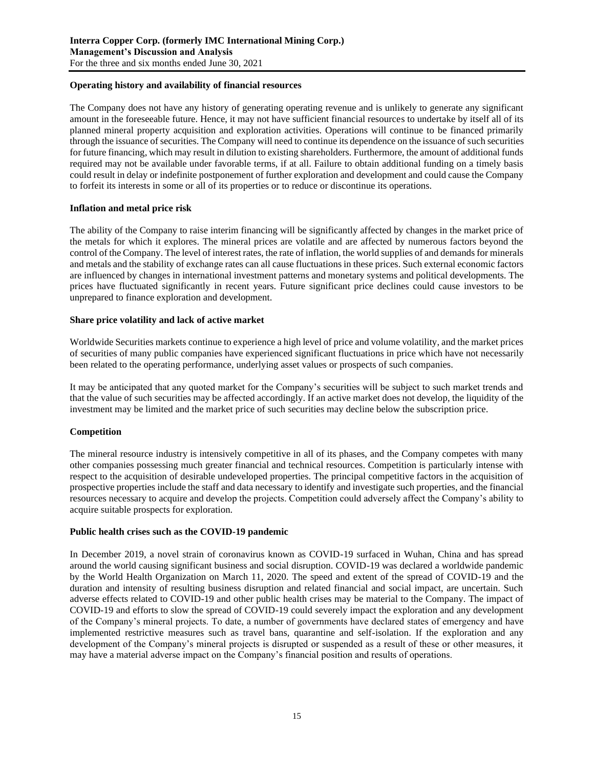#### Operating history and availability of financial resources

The Company does not have any history of generating operating revenue and is unlikely to generate any significant amount in the foreseeable future. Hence, it may not have sufficient financial resources to undertake by itself all of its planned mineral property acquisition and exploration activities. Operations will continue to be financed primarily through the issuance of securities. The Company will need to continue its dependence on the issuance of such securities for future financing, which may result in dilution to existing shareholders. Furthermore, the amount of additional funds required may not be available under favorable terms, if at all. Failure to obtain additional funding on a timely basis could result in delay or indefinite postponement of further exploration and development and could cause the Company to forfeit its interests in some or all of its properties or to reduce or discontinue its operations.

#### Inflation and metal price risk

The ability of the Company to raise interim financing will be significantly affected by changes in the market price of the metals for which it explores. The mineral prices are volatile and are affected by numerous factors beyond the control of the Company. The level of interest rates, the rate of inflation, the world supplies of and demands for minerals and metals and the stability of exchange rates can all cause fluctuations in these prices. Such external economic factors are influenced by changes in international investment patterns and monetary systems and political developments. The prices have fluctuated significantly in recent years. Future significant price declines could cause investors to be unprepared to finance exploration and development.

#### Share price volatility and lack of active market

Worldwide Securities markets continue to experience a high level of price and volume volatility, and the market prices of securities of many public companies have experienced significant fluctuations in price which have not necessarily been related to the operating performance, underlying asset values or prospects of such companies.

It may be anticipated that any quoted market for the Company's securities will be subject to such market trends and that the value of such securities may be affected accordingly. If an active market does not develop, the liquidity of the investment may be limited and the market price of such securities may decline below the subscription price.

#### Competition

The mineral resource industry is intensively competitive in all of its phases, and the Company competes with many other companies possessing much greater financial and technical resources. Competition is particularly intense with respect to the acquisition of desirable undeveloped properties. The principal competitive factors in the acquisition of prospective properties include the staff and data necessary to identify and investigate such properties, and the financial resources necessary to acquire and develop the projects. Competition could adversely affect the Company's ability to acquire suitable prospects for exploration.

#### Public health crises such as the COVID-19 pandemic

In December 2019, a novel strain of coronavirus known as COVID-19 surfaced in Wuhan, China and has spread around the world causing significant business and social disruption. COVID-19 was declared a worldwide pandemic by the World Health Organization on March 11, 2020. The speed and extent of the spread of COVID-19 and the duration and intensity of resulting business disruption and related financial and social impact, are uncertain. Such adverse effects related to COVID-19 and other public health crises may be material to the Company. The impact of COVID-19 and efforts to slow the spread of COVID-19 could severely impact the exploration and any development of the Company's mineral projects. To date, a number of governments have declared states of emergency and have implemented restrictive measures such as travel bans, quarantine and self-isolation. If the exploration and any development of the Company's mineral projects is disrupted or suspended as a result of these or other measures, it may have a material adverse impact on the Company's financial position and results of operations.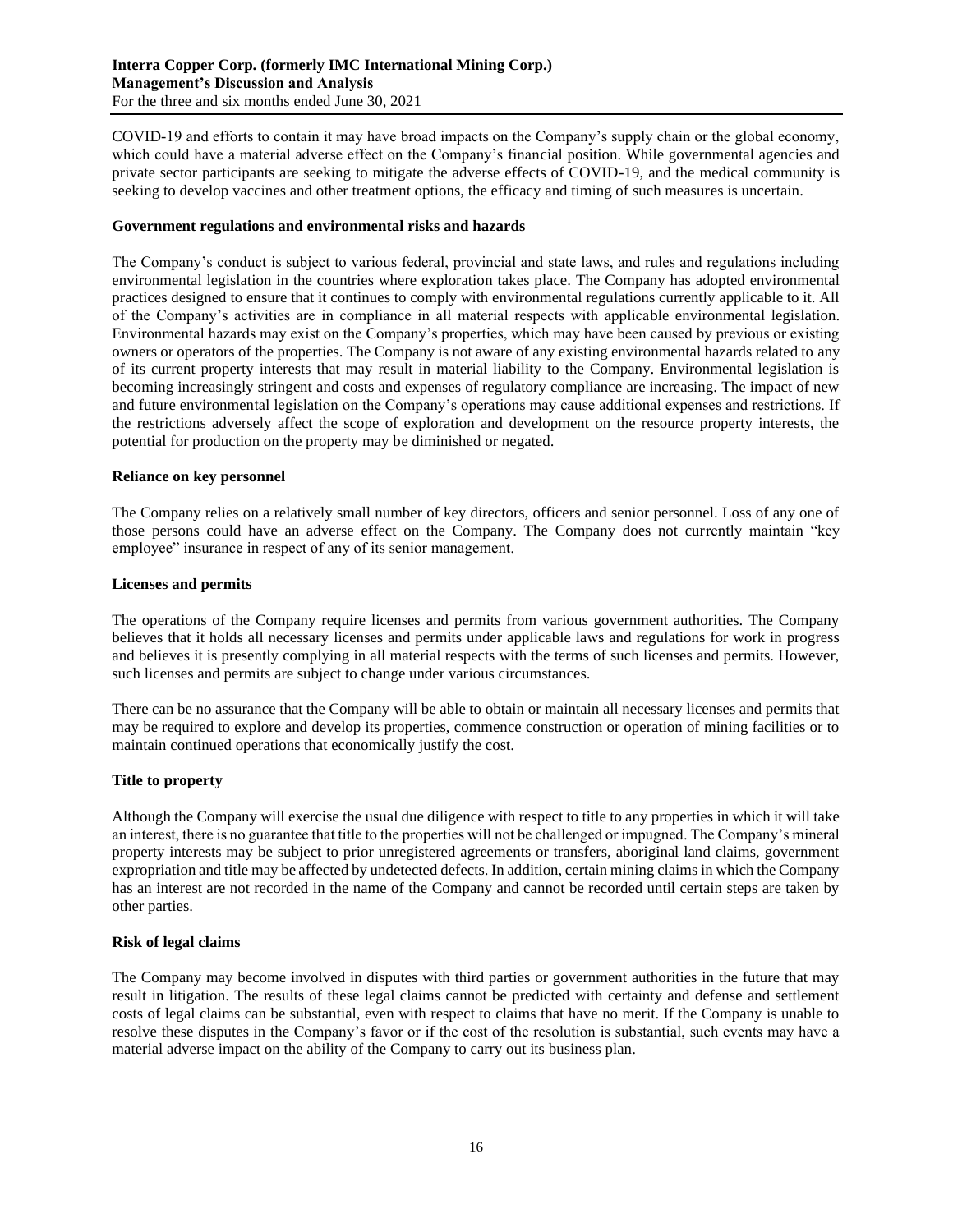COVID-19 and efforts to contain it may have broad impacts on the Company's supply chain or the global economy, which could have a material adverse effect on the Company's financial position. While governmental agencies and private sector participants are seeking to mitigate the adverse effects of COVID-19, and the medical community is seeking to develop vaccines and other treatment options, the efficacy and timing of such measures is uncertain.

**Government regulations and environmental risks and hazards**

The Company's conduct is subject to various federal, provincial and state laws, and rules and regulations including environmental legislation in the countries where exploration takes place. The Company has adopted environmental practices designed to ensure that it continues to comply with environmental regulations currently applicable to it. All of the Company's activities are in compliance in all material respects with applicable environmental legislation. Environmental hazards may exist on the Company's properties, which may have been caused by previous or existing owners or operators of the properties. The Company is not aware of any existing environmental hazards related to any of its current property interests that may result in material liability to the Company. Environmental legislation is becoming increasingly stringent and costs and expenses of regulatory compliance are increasing. The impact of new and future environmental legislation on the Company's operations may cause additional expenses and restrictions. If the restrictions adversely affect the scope of exploration and development on the resource property interests, the potential for production on the property may be diminished or negated.

**Reliance on key personnel**

The Company relies on a relatively small number of key directors, officers and senior personnel. Loss of any one of those persons could have an adverse effect on the Company. The Company does not currently maintain "key employee" insurance in respect of any of its senior management.

**Licenses and permits**

The operations of the Company require licenses and permits from various government authorities. The Company believes that it holds all necessary licenses and permits under applicable laws and regulations for work in progress and believes it is presently complying in all material respects with the terms of such licenses and permits. However, such licenses and permits are subject to change under various circumstances.

There can be no assurance that the Company will be able to obtain or maintain all necessary licenses and permits that may be required to explore and develop its properties, commence construction or operation of mining facilities or to maintain continued operations that economically justify the cost.

**Title to property**

Although the Company will exercise the usual due diligence with respect to title to any properties in which it will take an interest, there is no guarantee that title to the properties will not be challenged or impugned. The Company's mineral property interests may be subject to prior unregistered agreements or transfers, aboriginal land claims, government expropriation and title may be affected by undetected defects. In addition, certain mining claims in which the Company has an interest are not recorded in the name of the Company and cannot be recorded until certain steps are taken by other parties.

**Risk of legal claims**

The Company may become involved in disputes with third parties or government authorities in the future that may result in litigation. The results of these legal claims cannot be predicted with certainty and defense and settlement costs of legal claims can be substantial, even with respect to claims that have no merit. If the Company is unable to resolve these disputes in the Company's favor or if the cost of the resolution is substantial, such events may have a material adverse impact on the ability of the Company to carry out its business plan.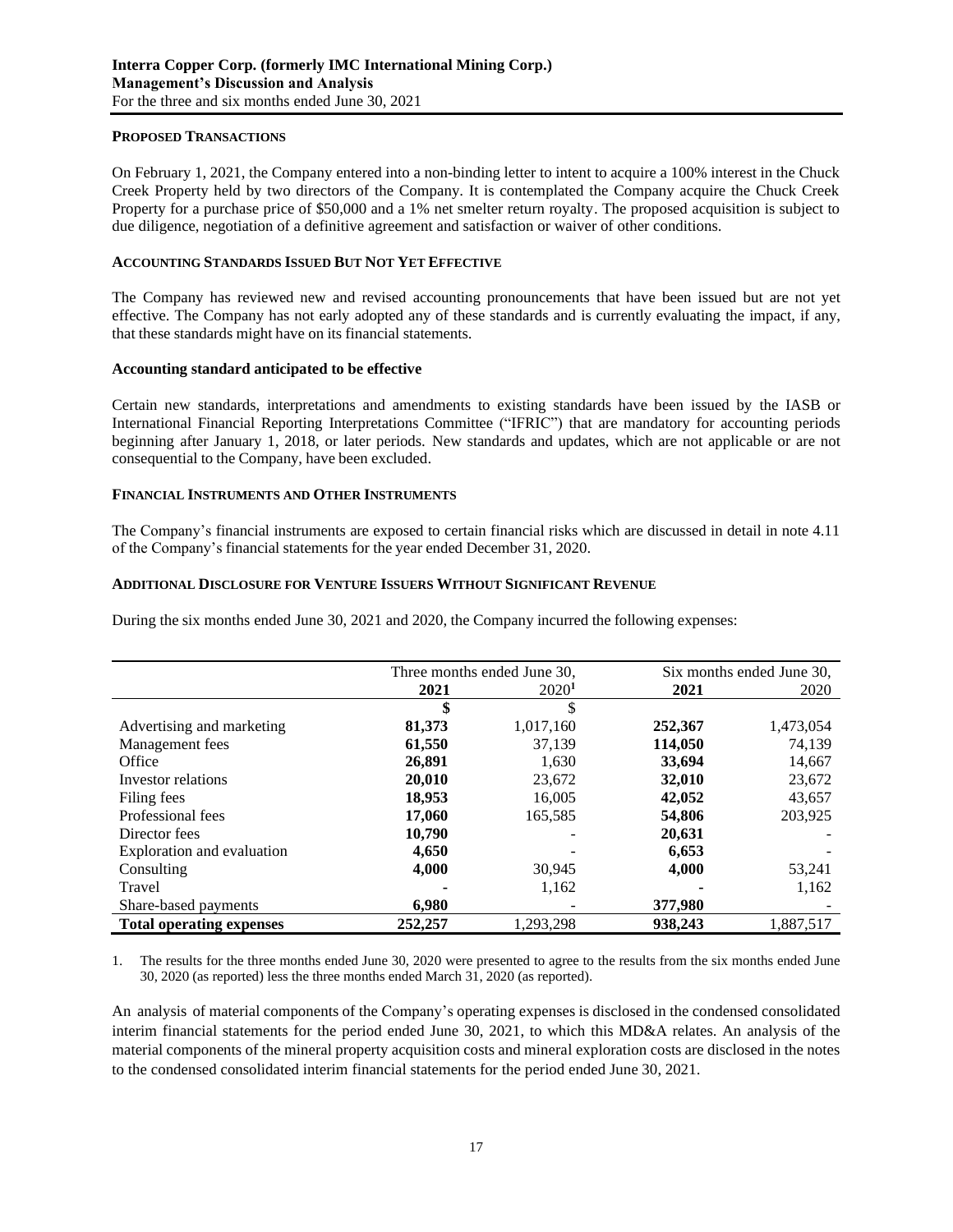#### PROPOSED TRANSACTIONS

On February 1, 2021, the Company entered into a non-binding letter to intent to acquire a 100% interest in the Chuck Creek Property held by two directors of the Company. It is contemplated the Company acquire the Chuck Creek Property for a purchase price of $50,000 and a 1% net smelter return royalty. The proposed acquisition is subject to due diligence, negotiation of a definitive agreement and satisfaction or waiver of other conditions.

#### ACCOUNTING STANDARDS ISSUED BUT NOT YET EFFECTIVE

The Company has reviewed new and revised accounting pronouncements that have been issued but are not yet effective. The Company has not early adopted any of these standards and is currently evaluating the impact, if any, that these standards might have on its financial statements.

**Accounting standard anticipated to be effective**

Certain new standards, interpretations and amendments to existing standards have been issued by the IASB or International Financial Reporting Interpretations Committee ("IFRIC") that are mandatory for accounting periods beginning after January 1, 2018, or later periods. New standards and updates, which are not applicable or are not consequential to the Company, have been excluded.

#### FINANCIAL INSTRUMENTS AND OTHER INSTRUMENTS

The Company's financial instruments are exposed to certain financial risks which are discussed in detail in note 4.11 of the Company's financial statements for the year ended December 31, 2020.

#### ADDITIONAL DISCLOSURE FOR VENTURE ISSUERS WITHOUT SIGNIFICANT REVENUE

During the six months ended June 30, 2021 and 2020, the Company incurred the following expenses:

| | Three months ended June 30, | | Six months ended June 30, | |
|---|---|---|---|---|
| | **2021** | 2020[1] | **2021** | 2020 |
| | **$** | $ | | |
| Advertising and marketing | **81,373** | 1,017,160 | **252,367** | 1,473,054 |
| Management fees | **61,550** | 37,139 | **114,050** | 74,139 |
| Office | **26,891** | 1,630 | **33,694** | 14,667 |
| Investor relations | **20,010** | 23,672 | **32,010** | 23,672 |
| Filing fees | **18,953** | 16,005 | **42,052** | 43,657 |
| Professional fees | **17,060** | 165,585 | **54,806** | 203,925 |
| Director fees | **10,790** | - | **20,631** | - |
| Exploration and evaluation | **4,650** | - | **6,653** | - |
| Consulting | **4,000** | 30,945 | **4,000** | 53,241 |
| Travel | **-** | 1,162 | **-** | 1,162 |
| Share-based payments | **6,980** | - | **377,980** | - |
| **Total operating expenses** | **252,257** | 1,293,298 | **938,243** | 1,887,517 |

1. The results for the three months ended June 30, 2020 were presented to agree to the results from the six months ended June 30, 2020 (as reported) less the three months ended March 31, 2020 (as reported).

An analysis of material components of the Company's operating expenses is disclosed in the condensed consolidated interim financial statements for the period ended June 30, 2021, to which this MD&A relates. An analysis of the material components of the mineral property acquisition costs and mineral exploration costs are disclosed in the notes to the condensed consolidated interim financial statements for the period ended June 30, 2021.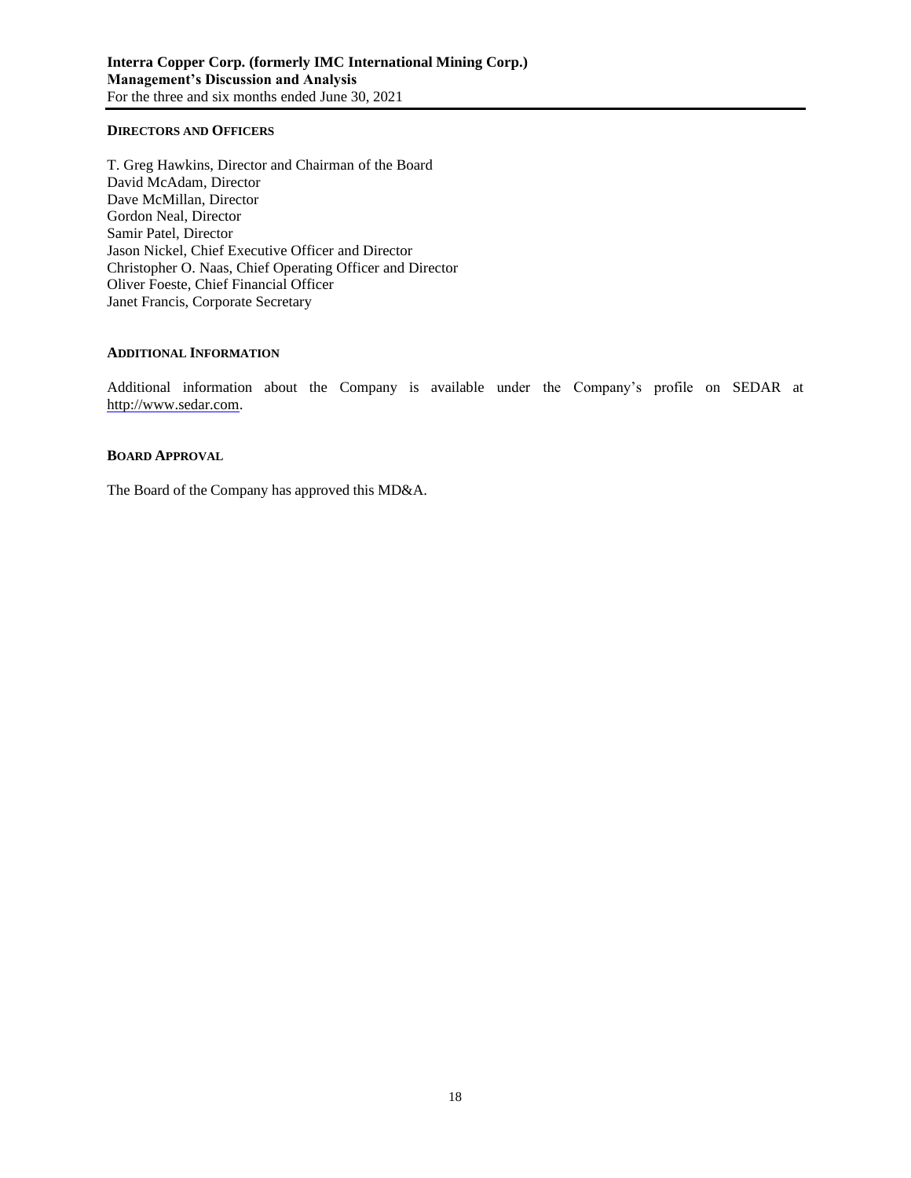## DIRECTORS AND OFFICERS

T. Greg Hawkins, Director and Chairman of the Board
David McAdam, Director
Dave McMillan, Director
Gordon Neal, Director
Samir Patel, Director
Jason Nickel, Chief Executive Officer and Director
Christopher O. Naas, Chief Operating Officer and Director
Oliver Foeste, Chief Financial Officer
Janet Francis, Corporate Secretary

## ADDITIONAL INFORMATION

Additional information about the Company is available under the Company's profile on SEDAR at http://www.sedar.com.

## BOARD APPROVAL

The Board of the Company has approved this MD&A.